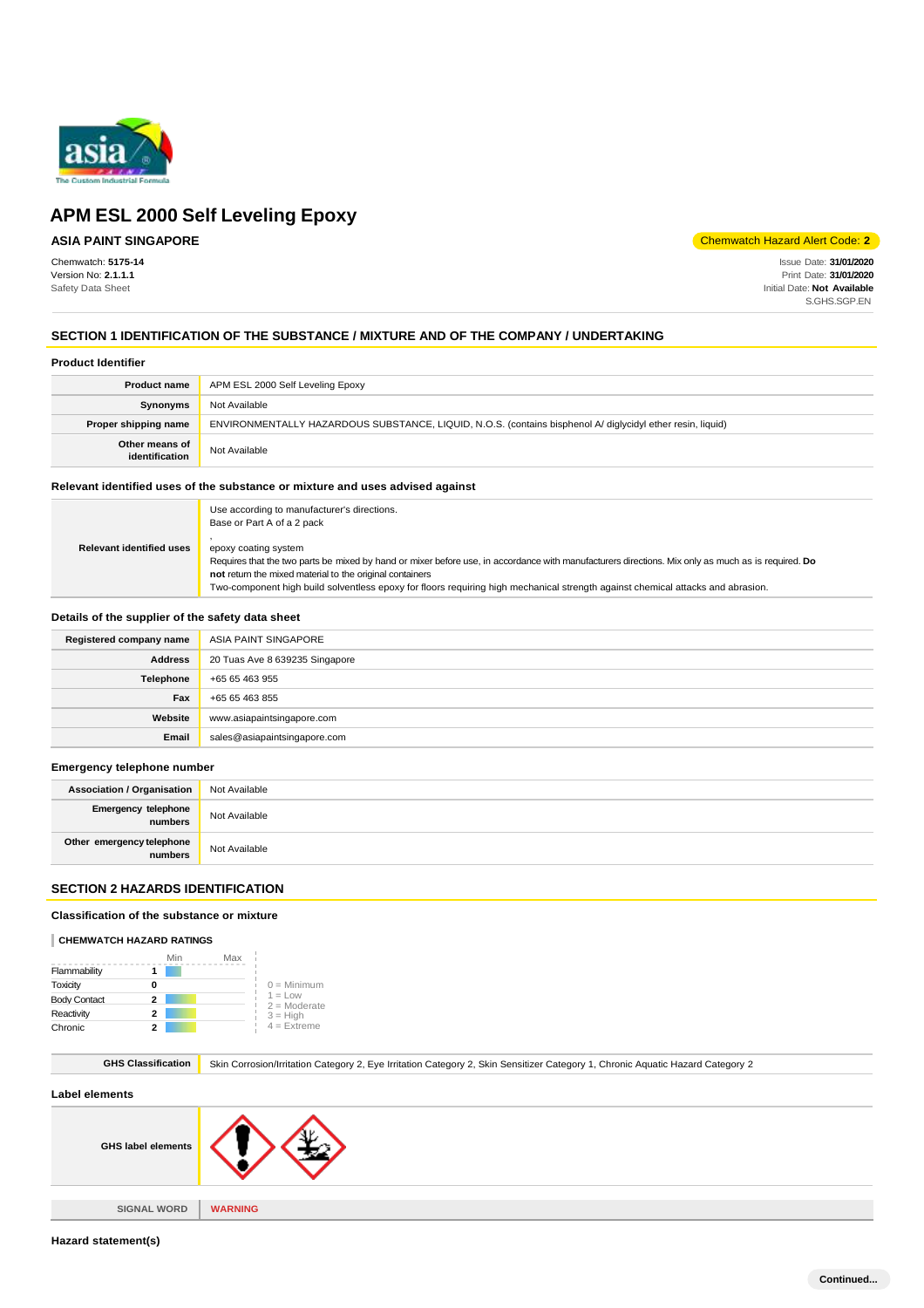# APM ESL 2000 Self Leveling Epoxy

**ASIA PAINT SINGAPORE**

Chemwatch Hazard Alert Code: **2**

Chemwatch: **5175-14**
Version No: **2.1.1.1**
Safety Data Sheet

Issue Date: **31/01/2020**
Print Date: **31/01/2020**
Initial Date: **Not Available**
S.GHS.SGP.EN

## SECTION 1 IDENTIFICATION OF THE SUBSTANCE / MIXTURE AND OF THE COMPANY / UNDERTAKING

### Product Identifier

| | |
|---|---|
| **Product name** | APM ESL 2000 Self Leveling Epoxy |
| **Synonyms** | Not Available |
| **Proper shipping name** | ENVIRONMENTALLY HAZARDOUS SUBSTANCE, LIQUID, N.O.S. (contains bisphenol A/ diglycidyl ether resin, liquid) |
| **Other means of identification** | Not Available |

### Relevant identified uses of the substance or mixture and uses advised against

| | |
|---|---|
| **Relevant identified uses** | Use according to manufacturer's directions.<br>Base or Part A of a 2 pack<br>,<br>epoxy coating system<br>Requires that the two parts be mixed by hand or mixer before use, in accordance with manufacturers directions. Mix only as much as is required. **Do not** return the mixed material to the original containers<br>Two-component high build solventless epoxy for floors requiring high mechanical strength against chemical attacks and abrasion. |

### Details of the supplier of the safety data sheet

| | |
|---|---|
| **Registered company name** | ASIA PAINT SINGAPORE |
| **Address** | 20 Tuas Ave 8 639235 Singapore |
| **Telephone** | +65 65 463 955 |
| **Fax** | +65 65 463 855 |
| **Website** | www.asiapaintsingapore.com |
| **Email** | sales@asiapaintsingapore.com |

### Emergency telephone number

| | |
|---|---|
| **Association / Organisation** | Not Available |
| **Emergency telephone numbers** | Not Available |
| **Other emergency telephone numbers** | Not Available |

## SECTION 2 HAZARDS IDENTIFICATION

### Classification of the substance or mixture

**CHEMWATCH HAZARD RATINGS**

| | Rating |
|---|---|
| Flammability | 1 |
| Toxicity | 0 |
| Body Contact | 2 |
| Reactivity | 2 |
| Chronic | 2 |

0 = Minimum
1 = Low
2 = Moderate
3 = High
4 = Extreme

| | |
|---|---|
| **GHS Classification** | Skin Corrosion/Irritation Category 2, Eye Irritation Category 2, Skin Sensitizer Category 1, Chronic Aquatic Hazard Category 2 |

### Label elements

| | |
|---|---|
| **GHS label elements** | |
| **SIGNAL WORD** | **WARNING** |

### Hazard statement(s)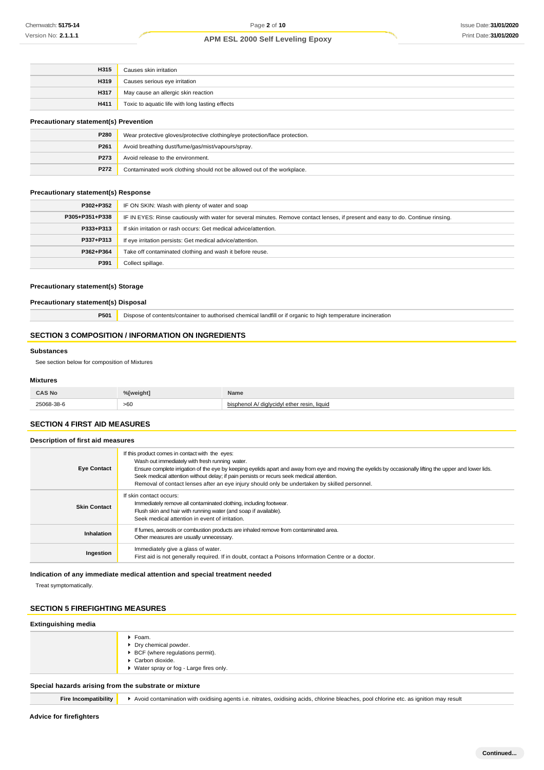| | |
|---|---|
| **H315** | Causes skin irritation |
| **H319** | Causes serious eye irritation |
| **H317** | May cause an allergic skin reaction |
| **H411** | Toxic to aquatic life with long lasting effects |

### Precautionary statement(s) Prevention

| | |
|---|---|
| **P280** | Wear protective gloves/protective clothing/eye protection/face protection. |
| **P261** | Avoid breathing dust/fume/gas/mist/vapours/spray. |
| **P273** | Avoid release to the environment. |
| **P272** | Contaminated work clothing should not be allowed out of the workplace. |

### Precautionary statement(s) Response

| | |
|---|---|
| **P302+P352** | IF ON SKIN: Wash with plenty of water and soap |
| **P305+P351+P338** | IF IN EYES: Rinse cautiously with water for several minutes. Remove contact lenses, if present and easy to do. Continue rinsing. |
| **P333+P313** | If skin irritation or rash occurs: Get medical advice/attention. |
| **P337+P313** | If eye irritation persists: Get medical advice/attention. |
| **P362+P364** | Take off contaminated clothing and wash it before reuse. |
| **P391** | Collect spillage. |

### Precautionary statement(s) Storage

### Precautionary statement(s) Disposal

| | |
|---|---|
| **P501** | Dispose of contents/container to authorised chemical landfill or if organic to high temperature incineration |

## SECTION 3 COMPOSITION / INFORMATION ON INGREDIENTS

### Substances

See section below for composition of Mixtures

### Mixtures

| CAS No | %[weight] | Name |
|---|---|---|
| 25068-38-6 | >60 | bisphenol A/ diglycidyl ether resin, liquid |

## SECTION 4 FIRST AID MEASURES

### Description of first aid measures

| | |
|---|---|
| **Eye Contact** | If this product comes in contact with the eyes:<br>Wash out immediately with fresh running water.<br>Ensure complete irrigation of the eye by keeping eyelids apart and away from eye and moving the eyelids by occasionally lifting the upper and lower lids.<br>Seek medical attention without delay; if pain persists or recurs seek medical attention.<br>Removal of contact lenses after an eye injury should only be undertaken by skilled personnel. |
| **Skin Contact** | If skin contact occurs:<br>Immediately remove all contaminated clothing, including footwear.<br>Flush skin and hair with running water (and soap if available).<br>Seek medical attention in event of irritation. |
| **Inhalation** | If fumes, aerosols or combustion products are inhaled remove from contaminated area.<br>Other measures are usually unnecessary. |
| **Ingestion** | Immediately give a glass of water.<br>First aid is not generally required. If in doubt, contact a Poisons Information Centre or a doctor. |

### Indication of any immediate medical attention and special treatment needed

Treat symptomatically.

## SECTION 5 FIREFIGHTING MEASURES

### Extinguishing media

- Foam.
- Dry chemical powder.
- BCF (where regulations permit).
- Carbon dioxide.
- Water spray or fog - Large fires only.

### Special hazards arising from the substrate or mixture

| | |
|---|---|
| **Fire Incompatibility** | Avoid contamination with oxidising agents i.e. nitrates, oxidising acids, chlorine bleaches, pool chlorine etc. as ignition may result |

### Advice for firefighters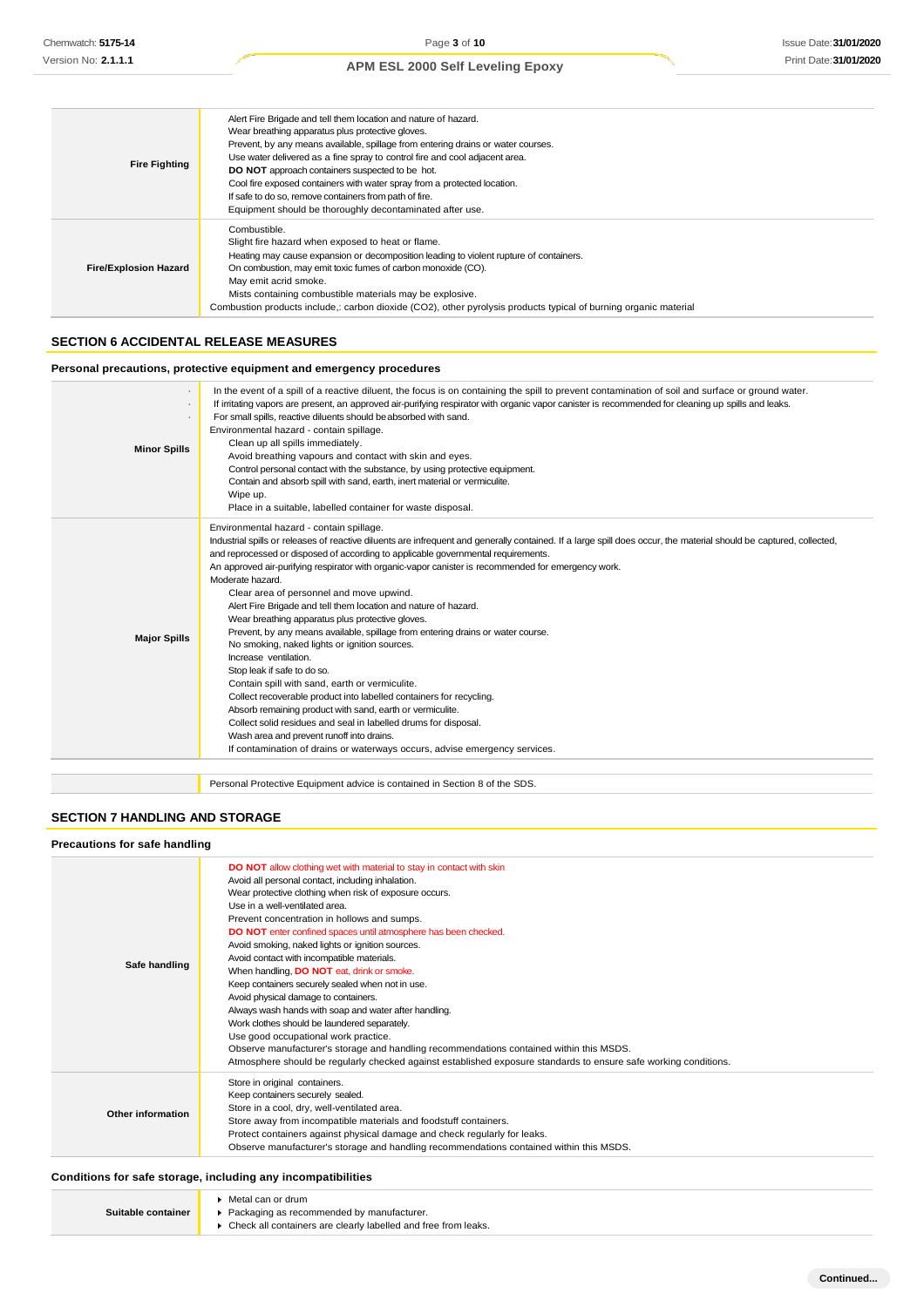| | |
|---|---|
| **Fire Fighting** | Alert Fire Brigade and tell them location and nature of hazard.<br>Wear breathing apparatus plus protective gloves.<br>Prevent, by any means available, spillage from entering drains or water courses.<br>Use water delivered as a fine spray to control fire and cool adjacent area.<br>**DO NOT** approach containers suspected to be hot.<br>Cool fire exposed containers with water spray from a protected location.<br>If safe to do so, remove containers from path of fire.<br>Equipment should be thoroughly decontaminated after use. |
| **Fire/Explosion Hazard** | Combustible.<br>Slight fire hazard when exposed to heat or flame.<br>Heating may cause expansion or decomposition leading to violent rupture of containers.<br>On combustion, may emit toxic fumes of carbon monoxide (CO).<br>May emit acrid smoke.<br>Mists containing combustible materials may be explosive.<br>Combustion products include,: carbon dioxide ($CO_2$), other pyrolysis products typical of burning organic material |

## SECTION 6 ACCIDENTAL RELEASE MEASURES

### Personal precautions, protective equipment and emergency procedures

| | |
|---|---|
| **Minor Spills** | · In the event of a spill of a reactive diluent, the focus is on containing the spill to prevent contamination of soil and surface or ground water.<br>· If irritating vapors are present, an approved air-purifying respirator with organic vapor canister is recommended for cleaning up spills and leaks.<br>· For small spills, reactive diluents should be absorbed with sand.<br>Environmental hazard - contain spillage.<br>Clean up all spills immediately.<br>Avoid breathing vapours and contact with skin and eyes.<br>Control personal contact with the substance, by using protective equipment.<br>Contain and absorb spill with sand, earth, inert material or vermiculite.<br>Wipe up.<br>Place in a suitable, labelled container for waste disposal. |
| **Major Spills** | Environmental hazard - contain spillage.<br>Industrial spills or releases of reactive diluents are infrequent and generally contained. If a large spill does occur, the material should be captured, collected, and reprocessed or disposed of according to applicable governmental requirements.<br>An approved air-purifying respirator with organic-vapor canister is recommended for emergency work.<br>Moderate hazard.<br>Clear area of personnel and move upwind.<br>Alert Fire Brigade and tell them location and nature of hazard.<br>Wear breathing apparatus plus protective gloves.<br>Prevent, by any means available, spillage from entering drains or water course.<br>No smoking, naked lights or ignition sources.<br>Increase ventilation.<br>Stop leak if safe to do so.<br>Contain spill with sand, earth or vermiculite.<br>Collect recoverable product into labelled containers for recycling.<br>Absorb remaining product with sand, earth or vermiculite.<br>Collect solid residues and seal in labelled drums for disposal.<br>Wash area and prevent runoff into drains.<br>If contamination of drains or waterways occurs, advise emergency services. |

| | |
|---|---|
| | Personal Protective Equipment advice is contained in Section 8 of the SDS. |

## SECTION 7 HANDLING AND STORAGE

### Precautions for safe handling

| | |
|---|---|
| **Safe handling** | **DO NOT** allow clothing wet with material to stay in contact with skin<br>Avoid all personal contact, including inhalation.<br>Wear protective clothing when risk of exposure occurs.<br>Use in a well-ventilated area.<br>Prevent concentration in hollows and sumps.<br>**DO NOT** enter confined spaces until atmosphere has been checked.<br>Avoid smoking, naked lights or ignition sources.<br>Avoid contact with incompatible materials.<br>When handling, **DO NOT** eat, drink or smoke.<br>Keep containers securely sealed when not in use.<br>Avoid physical damage to containers.<br>Always wash hands with soap and water after handling.<br>Work clothes should be laundered separately.<br>Use good occupational work practice.<br>Observe manufacturer's storage and handling recommendations contained within this MSDS.<br>Atmosphere should be regularly checked against established exposure standards to ensure safe working conditions. |
| **Other information** | Store in original containers.<br>Keep containers securely sealed.<br>Store in a cool, dry, well-ventilated area.<br>Store away from incompatible materials and foodstuff containers.<br>Protect containers against physical damage and check regularly for leaks.<br>Observe manufacturer's storage and handling recommendations contained within this MSDS. |

### Conditions for safe storage, including any incompatibilities

| | |
|---|---|
| **Suitable container** | ▸ Metal can or drum<br>▸ Packaging as recommended by manufacturer.<br>▸ Check all containers are clearly labelled and free from leaks. |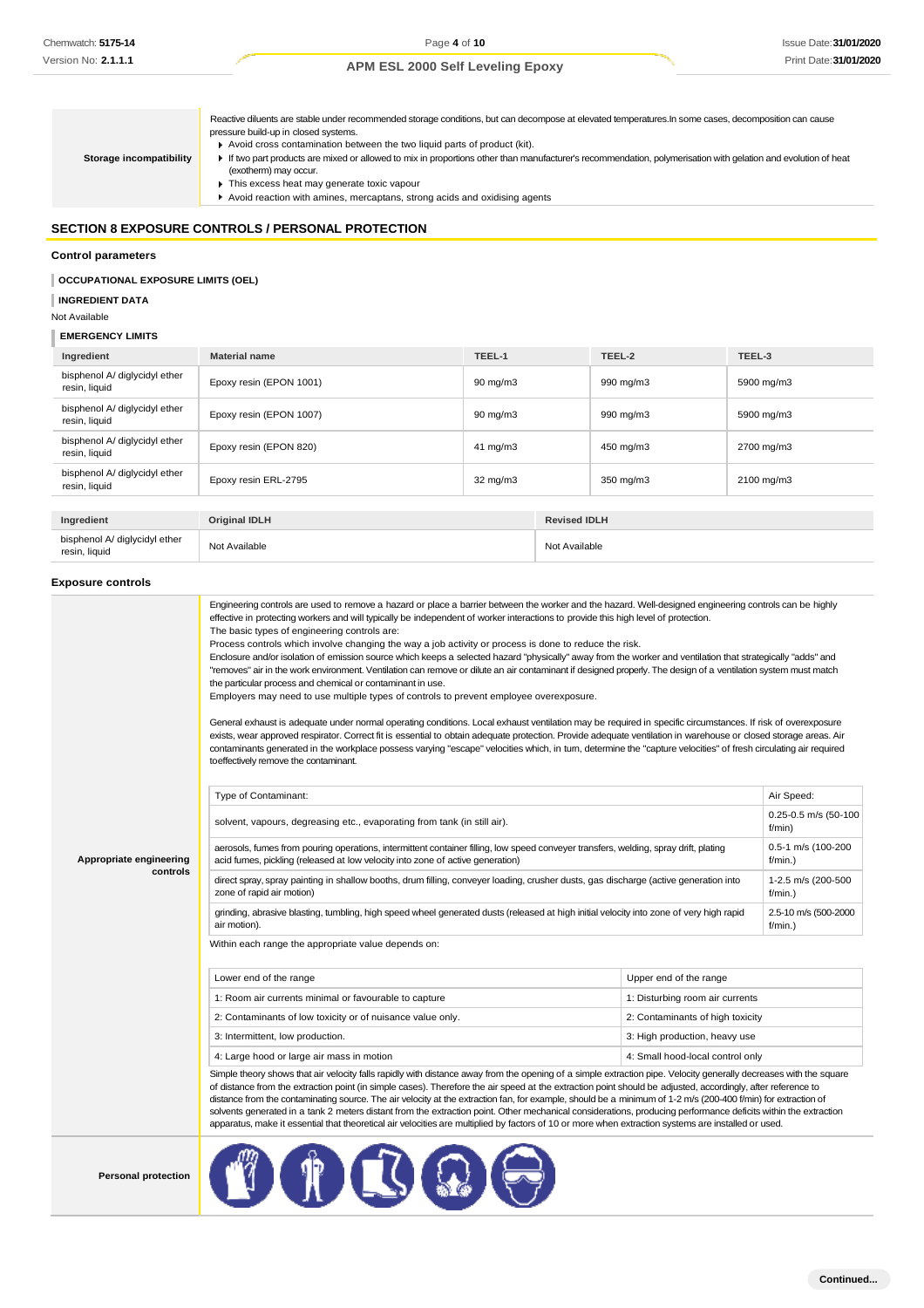| | |
|---|---|
| **Storage incompatibility** | Reactive diluents are stable under recommended storage conditions, but can decompose at elevated temperatures.In some cases, decomposition can cause pressure build-up in closed systems.<br>▸ Avoid cross contamination between the two liquid parts of product (kit).<br>▸ If two part products are mixed or allowed to mix in proportions other than manufacturer's recommendation, polymerisation with gelation and evolution of heat (exotherm) may occur.<br>▸ This excess heat may generate toxic vapour<br>▸ Avoid reaction with amines, mercaptans, strong acids and oxidising agents |

## SECTION 8 EXPOSURE CONTROLS / PERSONAL PROTECTION

### Control parameters

#### OCCUPATIONAL EXPOSURE LIMITS (OEL)

#### INGREDIENT DATA

Not Available

#### EMERGENCY LIMITS

| Ingredient | Material name | TEEL-1 | TEEL-2 | TEEL-3 |
|---|---|---|---|---|
| bisphenol A/ diglycidyl ether resin, liquid | Epoxy resin (EPON 1001) | 90 mg/m3 | 990 mg/m3 | 5900 mg/m3 |
| bisphenol A/ diglycidyl ether resin, liquid | Epoxy resin (EPON 1007) | 90 mg/m3 | 990 mg/m3 | 5900 mg/m3 |
| bisphenol A/ diglycidyl ether resin, liquid | Epoxy resin (EPON 820) | 41 mg/m3 | 450 mg/m3 | 2700 mg/m3 |
| bisphenol A/ diglycidyl ether resin, liquid | Epoxy resin ERL-2795 | 32 mg/m3 | 350 mg/m3 | 2100 mg/m3 |

| Ingredient | Original IDLH | Revised IDLH |
|---|---|---|
| bisphenol A/ diglycidyl ether resin, liquid | Not Available | Not Available |

### Exposure controls

**Appropriate engineering controls**

Engineering controls are used to remove a hazard or place a barrier between the worker and the hazard. Well-designed engineering controls can be highly effective in protecting workers and will typically be independent of worker interactions to provide this high level of protection.
The basic types of engineering controls are:
Process controls which involve changing the way a job activity or process is done to reduce the risk.
Enclosure and/or isolation of emission source which keeps a selected hazard "physically" away from the worker and ventilation that strategically "adds" and "removes" air in the work environment. Ventilation can remove or dilute an air contaminant if designed properly. The design of a ventilation system must match the particular process and chemical or contaminant in use.
Employers may need to use multiple types of controls to prevent employee overexposure.

General exhaust is adequate under normal operating conditions. Local exhaust ventilation may be required in specific circumstances. If risk of overexposure exists, wear approved respirator. Correct fit is essential to obtain adequate protection. Provide adequate ventilation in warehouse or closed storage areas. Air contaminants generated in the workplace possess varying "escape" velocities which, in turn, determine the "capture velocities" of fresh circulating air required toeffectively remove the contaminant.

| Type of Contaminant: | Air Speed: |
|---|---|
| solvent, vapours, degreasing etc., evaporating from tank (in still air). | 0.25-0.5 m/s (50-100 f/min) |
| aerosols, fumes from pouring operations, intermittent container filling, low speed conveyer transfers, welding, spray drift, plating acid fumes, pickling (released at low velocity into zone of active generation) | 0.5-1 m/s (100-200 f/min.) |
| direct spray, spray painting in shallow booths, drum filling, conveyer loading, crusher dusts, gas discharge (active generation into zone of rapid air motion) | 1-2.5 m/s (200-500 f/min.) |
| grinding, abrasive blasting, tumbling, high speed wheel generated dusts (released at high initial velocity into zone of very high rapid air motion). | 2.5-10 m/s (500-2000 f/min.) |

Within each range the appropriate value depends on:

| Lower end of the range | Upper end of the range |
|---|---|
| 1: Room air currents minimal or favourable to capture | 1: Disturbing room air currents |
| 2: Contaminants of low toxicity or of nuisance value only. | 2: Contaminants of high toxicity |
| 3: Intermittent, low production. | 3: High production, heavy use |
| 4: Large hood or large air mass in motion | 4: Small hood-local control only |

Simple theory shows that air velocity falls rapidly with distance away from the opening of a simple extraction pipe. Velocity generally decreases with the square of distance from the extraction point (in simple cases). Therefore the air speed at the extraction point should be adjusted, accordingly, after reference to distance from the contaminating source. The air velocity at the extraction fan, for example, should be a minimum of 1-2 m/s (200-400 f/min) for extraction of solvents generated in a tank 2 meters distant from the extraction point. Other mechanical considerations, producing performance deficits within the extraction apparatus, make it essential that theoretical air velocities are multiplied by factors of 10 or more when extraction systems are installed or used.

**Personal protection**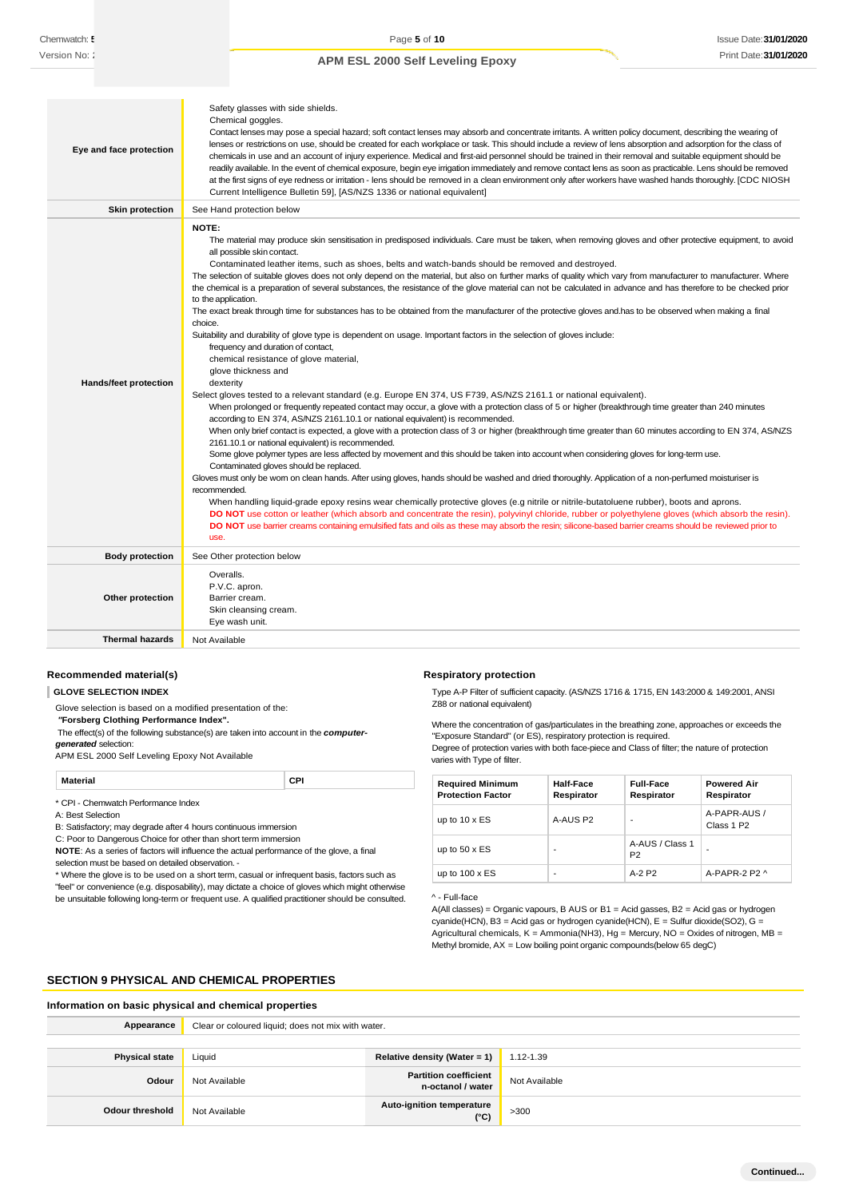| | |
|---|---|
| **Eye and face protection** | Safety glasses with side shields.<br>Chemical goggles.<br>Contact lenses may pose a special hazard; soft contact lenses may absorb and concentrate irritants. A written policy document, describing the wearing of lenses or restrictions on use, should be created for each workplace or task. This should include a review of lens absorption and adsorption for the class of chemicals in use and an account of injury experience. Medical and first-aid personnel should be trained in their removal and suitable equipment should be readily available. In the event of chemical exposure, begin eye irrigation immediately and remove contact lens as soon as practicable. Lens should be removed at the first signs of eye redness or irritation - lens should be removed in a clean environment only after workers have washed hands thoroughly. [CDC NIOSH Current Intelligence Bulletin 59], [AS/NZS 1336 or national equivalent] |
| **Skin protection** | See Hand protection below |
| **Hands/feet protection** | **NOTE:**<br>The material may produce skin sensitisation in predisposed individuals. Care must be taken, when removing gloves and other protective equipment, to avoid all possible skin contact.<br>Contaminated leather items, such as shoes, belts and watch-bands should be removed and destroyed.<br>The selection of suitable gloves does not only depend on the material, but also on further marks of quality which vary from manufacturer to manufacturer. Where the chemical is a preparation of several substances, the resistance of the glove material can not be calculated in advance and has therefore to be checked prior to the application.<br>The exact break through time for substances has to be obtained from the manufacturer of the protective gloves and.has to be observed when making a final choice.<br>Suitability and durability of glove type is dependent on usage. Important factors in the selection of gloves include:<br>frequency and duration of contact,<br>chemical resistance of glove material,<br>glove thickness and<br>dexterity<br>Select gloves tested to a relevant standard (e.g. Europe EN 374, US F739, AS/NZS 2161.1 or national equivalent).<br>When prolonged or frequently repeated contact may occur, a glove with a protection class of 5 or higher (breakthrough time greater than 240 minutes according to EN 374, AS/NZS 2161.10.1 or national equivalent) is recommended.<br>When only brief contact is expected, a glove with a protection class of 3 or higher (breakthrough time greater than 60 minutes according to EN 374, AS/NZS 2161.10.1 or national equivalent) is recommended.<br>Some glove polymer types are less affected by movement and this should be taken into account when considering gloves for long-term use.<br>Contaminated gloves should be replaced.<br>Gloves must only be worn on clean hands. After using gloves, hands should be washed and dried thoroughly. Application of a non-perfumed moisturiser is recommended.<br>When handling liquid-grade epoxy resins wear chemically protective gloves (e.g nitrile or nitrile-butatoluene rubber), boots and aprons.<br>**DO NOT** use cotton or leather (which absorb and concentrate the resin), polyvinyl chloride, rubber or polyethylene gloves (which absorb the resin).<br>**DO NOT** use barrier creams containing emulsified fats and oils as these may absorb the resin; silicone-based barrier creams should be reviewed prior to use. |
| **Body protection** | See Other protection below |
| **Other protection** | Overalls.<br>P.V.C. apron.<br>Barrier cream.<br>Skin cleansing cream.<br>Eye wash unit. |
| **Thermal hazards** | Not Available |

### Recommended material(s)

**GLOVE SELECTION INDEX**

Glove selection is based on a modified presentation of the:

***"Forsberg Clothing Performance Index".***

The effect(s) of the following substance(s) are taken into account in the ***computer-generated*** selection:

APM ESL 2000 Self Leveling Epoxy Not Available

| Material | CPI |
|---|---|

\* CPI - Chemwatch Performance Index

A: Best Selection

B: Satisfactory; may degrade after 4 hours continuous immersion

C: Poor to Dangerous Choice for other than short term immersion

**NOTE**: As a series of factors will influence the actual performance of the glove, a final selection must be based on detailed observation. -

\* Where the glove is to be used on a short term, casual or infrequent basis, factors such as "feel" or convenience (e.g. disposability), may dictate a choice of gloves which might otherwise be unsuitable following long-term or frequent use. A qualified practitioner should be consulted.

### Respiratory protection

Type A-P Filter of sufficient capacity. (AS/NZS 1716 & 1715, EN 143:2000 & 149:2001, ANSI Z88 or national equivalent)

Where the concentration of gas/particulates in the breathing zone, approaches or exceeds the "Exposure Standard" (or ES), respiratory protection is required.

Degree of protection varies with both face-piece and Class of filter; the nature of protection varies with Type of filter.

| Required Minimum Protection Factor | Half-Face Respirator | Full-Face Respirator | Powered Air Respirator |
|---|---|---|---|
| up to 10 x ES | A-AUS P2 | - | A-PAPR-AUS / Class 1 P2 |
| up to 50 x ES | - | A-AUS / Class 1 P2 | - |
| up to 100 x ES | - | A-2 P2 | A-PAPR-2 P2 ^ |

^ - Full-face

A(All classes) = Organic vapours, B AUS or B1 = Acid gasses, B2 = Acid gas or hydrogen cyanide(HCN), B3 = Acid gas or hydrogen cyanide(HCN), E = Sulfur dioxide($SO_2$), G = Agricultural chemicals, K = Ammonia($NH_3$), Hg = Mercury, NO = Oxides of nitrogen, MB = Methyl bromide, AX = Low boiling point organic compounds(below 65 degC)

## SECTION 9 PHYSICAL AND CHEMICAL PROPERTIES

### Information on basic physical and chemical properties

| | | | |
|---|---|---|---|
| **Appearance** | Clear or coloured liquid; does not mix with water. | | |
| **Physical state** | Liquid | **Relative density (Water = 1)** | 1.12-1.39 |
| **Odour** | Not Available | **Partition coefficient n-octanol / water** | Not Available |
| **Odour threshold** | Not Available | **Auto-ignition temperature (°C)** | >300 |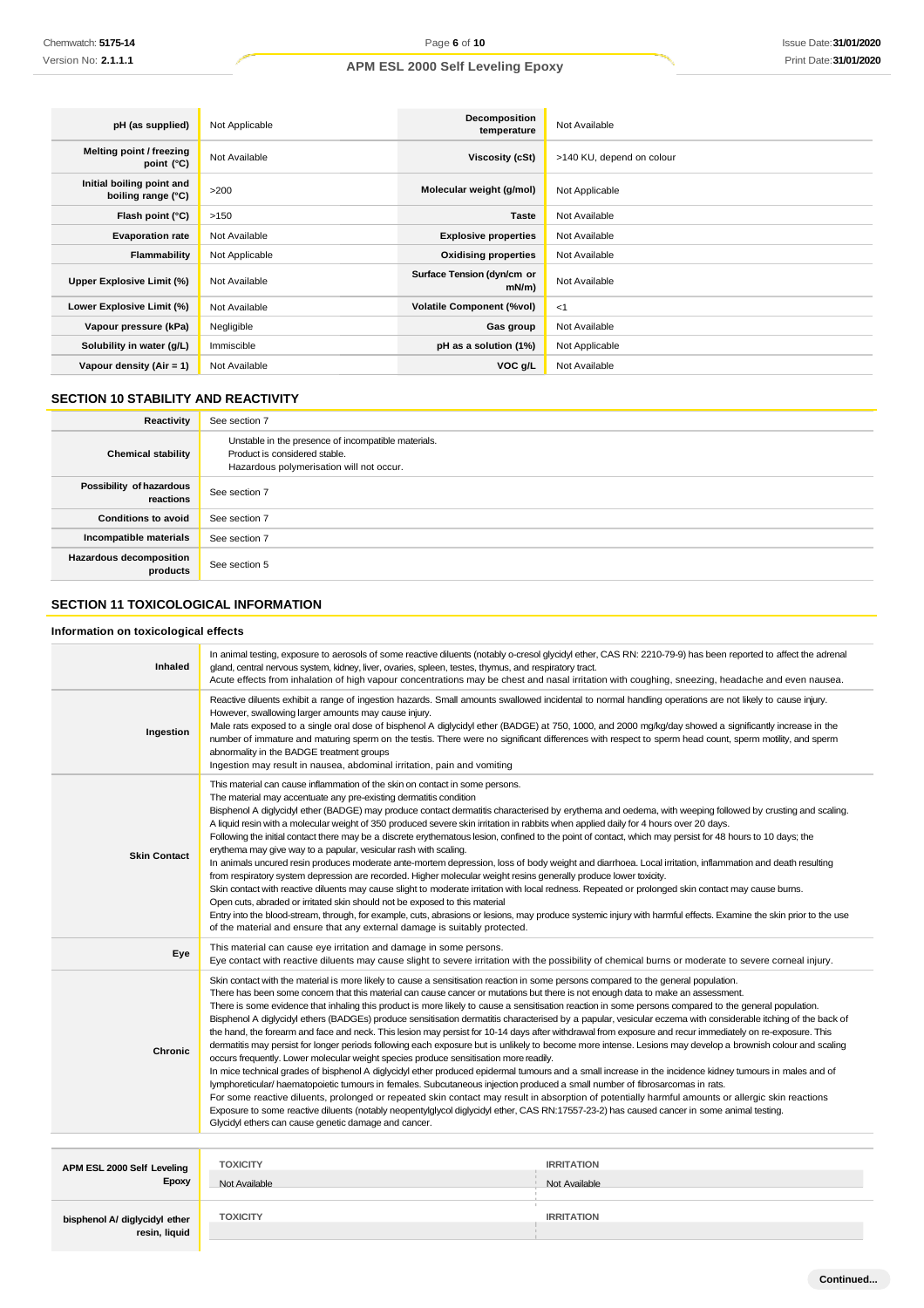| | | | |
|---|---|---|---|
| **pH (as supplied)** | Not Applicable | **Decomposition temperature** | Not Available |
| **Melting point / freezing point (°C)** | Not Available | **Viscosity (cSt)** | >140 KU, depend on colour |
| **Initial boiling point and boiling range (°C)** | >200 | **Molecular weight (g/mol)** | Not Applicable |
| **Flash point (°C)** | >150 | **Taste** | Not Available |
| **Evaporation rate** | Not Available | **Explosive properties** | Not Available |
| **Flammability** | Not Applicable | **Oxidising properties** | Not Available |
| **Upper Explosive Limit (%)** | Not Available | **Surface Tension (dyn/cm or mN/m)** | Not Available |
| **Lower Explosive Limit (%)** | Not Available | **Volatile Component (%vol)** | <1 |
| **Vapour pressure (kPa)** | Negligible | **Gas group** | Not Available |
| **Solubility in water (g/L)** | Immiscible | **pH as a solution (1%)** | Not Applicable |
| **Vapour density (Air = 1)** | Not Available | **VOC g/L** | Not Available |

## SECTION 10 STABILITY AND REACTIVITY

| | |
|---|---|
| **Reactivity** | See section 7 |
| **Chemical stability** | Unstable in the presence of incompatible materials.<br>Product is considered stable.<br>Hazardous polymerisation will not occur. |
| **Possibility of hazardous reactions** | See section 7 |
| **Conditions to avoid** | See section 7 |
| **Incompatible materials** | See section 7 |
| **Hazardous decomposition products** | See section 5 |

## SECTION 11 TOXICOLOGICAL INFORMATION

### Information on toxicological effects

| | |
|---|---|
| **Inhaled** | In animal testing, exposure to aerosols of some reactive diluents (notably o-cresol glycidyl ether, CAS RN: 2210-79-9) has been reported to affect the adrenal gland, central nervous system, kidney, liver, ovaries, spleen, testes, thymus, and respiratory tract.<br>Acute effects from inhalation of high vapour concentrations may be chest and nasal irritation with coughing, sneezing, headache and even nausea. |
| **Ingestion** | Reactive diluents exhibit a range of ingestion hazards. Small amounts swallowed incidental to normal handling operations are not likely to cause injury. However, swallowing larger amounts may cause injury.<br>Male rats exposed to a single oral dose of bisphenol A diglycidyl ether (BADGE) at 750, 1000, and 2000 mg/kg/day showed a significantly increase in the number of immature and maturing sperm on the testis. There were no significant differences with respect to sperm head count, sperm motility, and sperm abnormality in the BADGE treatment groups<br>Ingestion may result in nausea, abdominal irritation, pain and vomiting |
| **Skin Contact** | This material can cause inflammation of the skin on contact in some persons.<br>The material may accentuate any pre-existing dermatitis condition<br>Bisphenol A diglycidyl ether (BADGE) may produce contact dermatitis characterised by erythema and oedema, with weeping followed by crusting and scaling.<br>A liquid resin with a molecular weight of 350 produced severe skin irritation in rabbits when applied daily for 4 hours over 20 days.<br>Following the initial contact there may be a discrete erythematous lesion, confined to the point of contact, which may persist for 48 hours to 10 days; the erythema may give way to a papular, vesicular rash with scaling.<br>In animals uncured resin produces moderate ante-mortem depression, loss of body weight and diarrhoea. Local irritation, inflammation and death resulting from respiratory system depression are recorded. Higher molecular weight resins generally produce lower toxicity.<br>Skin contact with reactive diluents may cause slight to moderate irritation with local redness. Repeated or prolonged skin contact may cause burns.<br>Open cuts, abraded or irritated skin should not be exposed to this material<br>Entry into the blood-stream, through, for example, cuts, abrasions or lesions, may produce systemic injury with harmful effects. Examine the skin prior to the use of the material and ensure that any external damage is suitably protected. |
| **Eye** | This material can cause eye irritation and damage in some persons.<br>Eye contact with reactive diluents may cause slight to severe irritation with the possibility of chemical burns or moderate to severe corneal injury. |
| **Chronic** | Skin contact with the material is more likely to cause a sensitisation reaction in some persons compared to the general population.<br>There has been some concern that this material can cause cancer or mutations but there is not enough data to make an assessment.<br>There is some evidence that inhaling this product is more likely to cause a sensitisation reaction in some persons compared to the general population.<br>Bisphenol A diglycidyl ethers (BADGEs) produce sensitisation dermatitis characterised by a papular, vesicular eczema with considerable itching of the back of the hand, the forearm and face and neck. This lesion may persist for 10-14 days after withdrawal from exposure and recur immediately on re-exposure. This dermatitis may persist for longer periods following each exposure but is unlikely to become more intense. Lesions may develop a brownish colour and scaling occurs frequently. Lower molecular weight species produce sensitisation more readily.<br>In mice technical grades of bisphenol A diglycidyl ether produced epidermal tumours and a small increase in the incidence kidney tumours in males and of lymphoreticular/ haematopoietic tumours in females. Subcutaneous injection produced a small number of fibrosarcomas in rats.<br>For some reactive diluents, prolonged or repeated skin contact may result in absorption of potentially harmful amounts or allergic skin reactions<br>Exposure to some reactive diluents (notably neopentylglycol diglycidyl ether, CAS RN:17557-23-2) has caused cancer in some animal testing.<br>Glycidyl ethers can cause genetic damage and cancer. |

| | | |
|---|---|---|
| **APM ESL 2000 Self Leveling Epoxy** | **TOXICITY** | **IRRITATION** |
| | Not Available | Not Available |
| **bisphenol A/ diglycidyl ether resin, liquid** | **TOXICITY** | **IRRITATION** |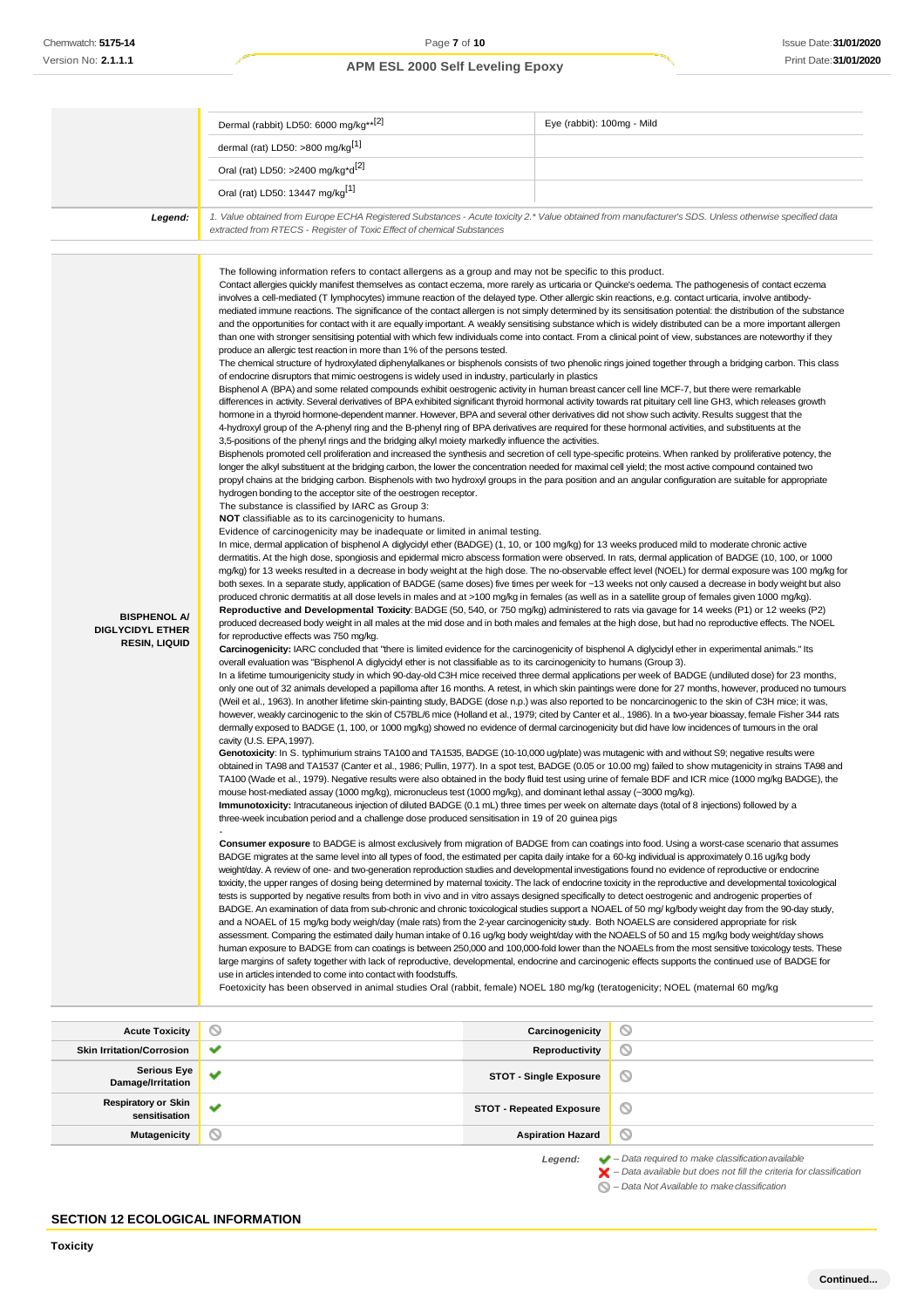| | | |
|---|---|---|
| | Dermal (rabbit) LD50: 6000 mg/kg**[2] | Eye (rabbit): 100mg - Mild |
| | dermal (rat) LD50: >800 mg/kg[1] | |
| | Oral (rat) LD50: >2400 mg/kg*d[2] | |
| | Oral (rat) LD50: 13447 mg/kg[1] | |
| **Legend:** | *1. Value obtained from Europe ECHA Registered Substances - Acute toxicity 2.* Value obtained from manufacturer's SDS. Unless otherwise specified data extracted from RTECS - Register of Toxic Effect of chemical Substances* | |

**BISPHENOL A/ DIGLYCIDYL ETHER RESIN, LIQUID**

The following information refers to contact allergens as a group and may not be specific to this product.
Contact allergies quickly manifest themselves as contact eczema, more rarely as urticaria or Quincke's oedema. The pathogenesis of contact eczema involves a cell-mediated (T lymphocytes) immune reaction of the delayed type. Other allergic skin reactions, e.g. contact urticaria, involve antibody-mediated immune reactions. The significance of the contact allergen is not simply determined by its sensitisation potential: the distribution of the substance and the opportunities for contact with it are equally important. A weakly sensitising substance which is widely distributed can be a more important allergen than one with stronger sensitising potential with which few individuals come into contact. From a clinical point of view, substances are noteworthy if they produce an allergic test reaction in more than 1% of the persons tested.
The chemical structure of hydroxylated diphenylalkanes or bisphenols consists of two phenolic rings joined together through a bridging carbon. This class of endocrine disruptors that mimic oestrogens is widely used in industry, particularly in plastics
Bisphenol A (BPA) and some related compounds exhibit oestrogenic activity in human breast cancer cell line MCF-7, but there were remarkable differences in activity. Several derivatives of BPA exhibited significant thyroid hormonal activity towards rat pituitary cell line GH3, which releases growth hormone in a thyroid hormone-dependent manner. However, BPA and several other derivatives did not show such activity. Results suggest that the 4-hydroxyl group of the A-phenyl ring and the B-phenyl ring of BPA derivatives are required for these hormonal activities, and substituents at the 3,5-positions of the phenyl rings and the bridging alkyl moiety markedly influence the activities.
Bisphenols promoted cell proliferation and increased the synthesis and secretion of cell type-specific proteins. When ranked by proliferative potency, the longer the alkyl substituent at the bridging carbon, the lower the concentration needed for maximal cell yield; the most active compound contained two propyl chains at the bridging carbon. Bisphenols with two hydroxyl groups in the para position and an angular configuration are suitable for appropriate hydrogen bonding to the acceptor site of the oestrogen receptor.
The substance is classified by IARC as Group 3:
**NOT** classifiable as to its carcinogenicity to humans.
Evidence of carcinogenicity may be inadequate or limited in animal testing.
In mice, dermal application of bisphenol A diglycidyl ether (BADGE) (1, 10, or 100 mg/kg) for 13 weeks produced mild to moderate chronic active dermatitis. At the high dose, spongiosis and epidermal micro abscess formation were observed. In rats, dermal application of BADGE (10, 100, or 1000 mg/kg) for 13 weeks resulted in a decrease in body weight at the high dose. The no-observable effect level (NOEL) for dermal exposure was 100 mg/kg for both sexes. In a separate study, application of BADGE (same doses) five times per week for ~13 weeks not only caused a decrease in body weight but also produced chronic dermatitis at all dose levels in males and at >100 mg/kg in females (as well as in a satellite group of females given 1000 mg/kg).
**Reproductive and Developmental Toxicity**: BADGE (50, 540, or 750 mg/kg) administered to rats via gavage for 14 weeks (P1) or 12 weeks (P2) produced decreased body weight in all males at the mid dose and in both males and females at the high dose, but had no reproductive effects. The NOEL for reproductive effects was 750 mg/kg.
**Carcinogenicity:** IARC concluded that "there is limited evidence for the carcinogenicity of bisphenol A diglycidyl ether in experimental animals." Its overall evaluation was "Bisphenol A diglycidyl ether is not classifiable as to its carcinogenicity to humans (Group 3).
In a lifetime tumourigenicity study in which 90-day-old C3H mice received three dermal applications per week of BADGE (undiluted dose) for 23 months, only one out of 32 animals developed a papilloma after 16 months. A retest, in which skin paintings were done for 27 months, however, produced no tumours (Weil et al., 1963). In another lifetime skin-painting study, BADGE (dose n.p.) was also reported to be noncarcinogenic to the skin of C3H mice; it was, however, weakly carcinogenic to the skin of C57BL/6 mice (Holland et al., 1979; cited by Canter et al., 1986). In a two-year bioassay, female Fisher 344 rats dermally exposed to BADGE (1, 100, or 1000 mg/kg) showed no evidence of dermal carcinogenicity but did have low incidences of tumours in the oral cavity (U.S. EPA, 1997).
**Genotoxicity**: In S. typhimurium strains TA100 and TA1535, BADGE (10-10,000 ug/plate) was mutagenic with and without S9; negative results were obtained in TA98 and TA1537 (Canter et al., 1986; Pullin, 1977). In a spot test, BADGE (0.05 or 10.00 mg) failed to show mutagenicity in strains TA98 and TA100 (Wade et al., 1979). Negative results were also obtained in the body fluid test using urine of female BDF and ICR mice (1000 mg/kg BADGE), the mouse host-mediated assay (1000 mg/kg), micronucleus test (1000 mg/kg), and dominant lethal assay (~3000 mg/kg).
**Immunotoxicity:** Intracutaneous injection of diluted BADGE (0.1 mL) three times per week on alternate days (total of 8 injections) followed by a three-week incubation period and a challenge dose produced sensitisation in 19 of 20 guinea pigs
-
**Consumer exposure** to BADGE is almost exclusively from migration of BADGE from can coatings into food. Using a worst-case scenario that assumes BADGE migrates at the same level into all types of food, the estimated per capita daily intake for a 60-kg individual is approximately 0.16 ug/kg body weight/day. A review of one- and two-generation reproduction studies and developmental investigations found no evidence of reproductive or endocrine toxicity, the upper ranges of dosing being determined by maternal toxicity. The lack of endocrine toxicity in the reproductive and developmental toxicological tests is supported by negative results from both in vivo and in vitro assays designed specifically to detect oestrogenic and androgenic properties of BADGE. An examination of data from sub-chronic and chronic toxicological studies support a NOAEL of 50 mg/ kg/body weight day from the 90-day study, and a NOAEL of 15 mg/kg body weigh/day (male rats) from the 2-year carcinogenicity study. Both NOAELS are considered appropriate for risk assessment. Comparing the estimated daily human intake of 0.16 ug/kg body weight/day with the NOAELS of 50 and 15 mg/kg body weight/day shows human exposure to BADGE from can coatings is between 250,000 and 100,000-fold lower than the NOAELs from the most sensitive toxicology tests. These large margins of safety together with lack of reproductive, developmental, endocrine and carcinogenic effects supports the continued use of BADGE for use in articles intended to come into contact with foodstuffs.
Foetoxicity has been observed in animal studies Oral (rabbit, female) NOEL 180 mg/kg (teratogenicity; NOEL (maternal 60 mg/kg

| | | | |
|---|---|---|---|
| **Acute Toxicity** | ⊘ | **Carcinogenicity** | ⊘ |
| **Skin Irritation/Corrosion** | ✔ | **Reproductivity** | ⊘ |
| **Serious Eye Damage/Irritation** | ✔ | **STOT - Single Exposure** | ⊘ |
| **Respiratory or Skin sensitisation** | ✔ | **STOT - Repeated Exposure** | ⊘ |
| **Mutagenicity** | ⊘ | **Aspiration Hazard** | ⊘ |

**Legend:**
✔ – *Data required to make classification available*
✘ – *Data available but does not fill the criteria for classification*
⊘ – *Data Not Available to make classification*

## SECTION 12 ECOLOGICAL INFORMATION

**Toxicity**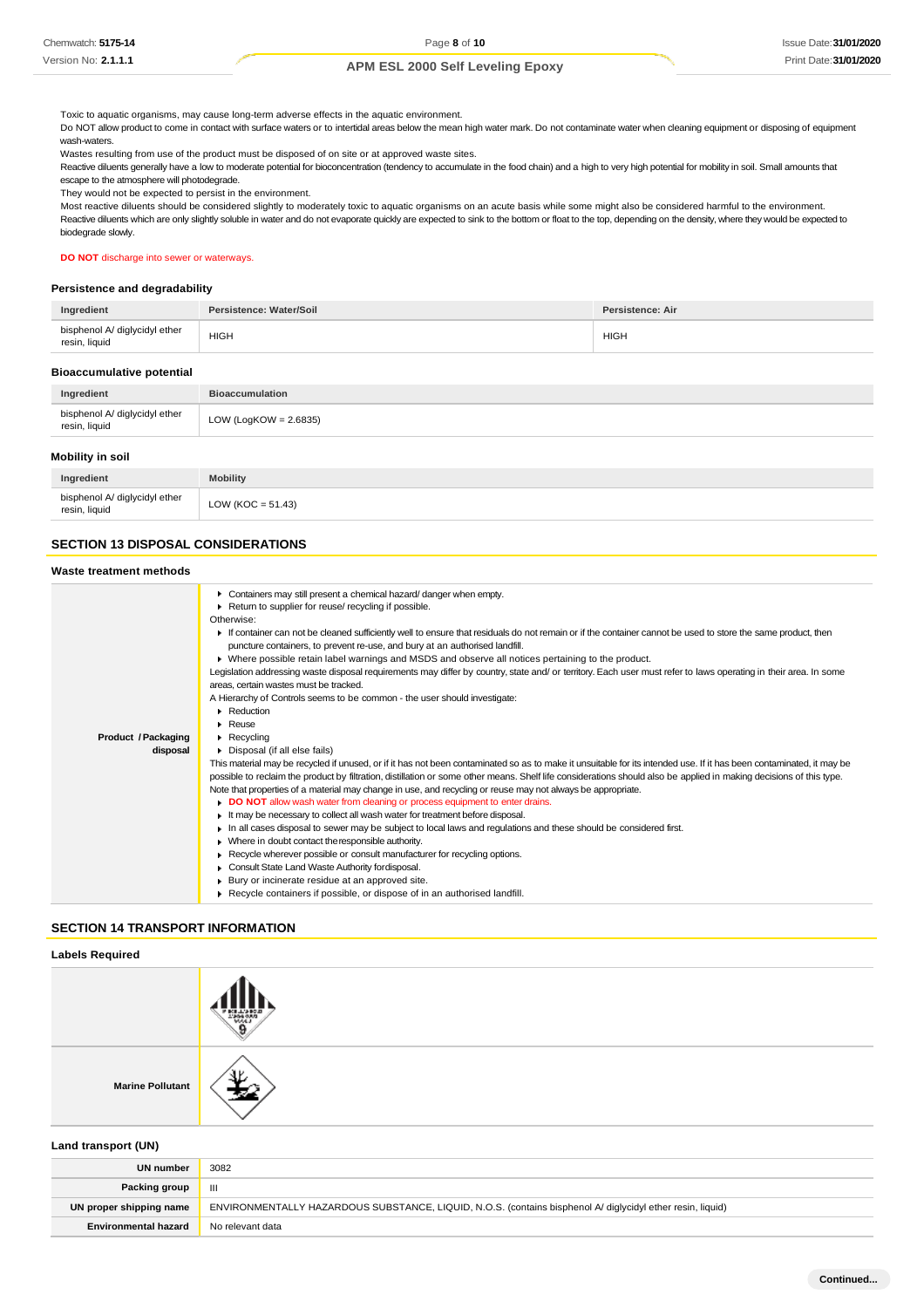Toxic to aquatic organisms, may cause long-term adverse effects in the aquatic environment.
Do NOT allow product to come in contact with surface waters or to intertidal areas below the mean high water mark. Do not contaminate water when cleaning equipment or disposing of equipment wash-waters.
Wastes resulting from use of the product must be disposed of on site or at approved waste sites.
Reactive diluents generally have a low to moderate potential for bioconcentration (tendency to accumulate in the food chain) and a high to very high potential for mobility in soil. Small amounts that escape to the atmosphere will photodegrade.
They would not be expected to persist in the environment.
Most reactive diluents should be considered slightly to moderately toxic to aquatic organisms on an acute basis while some might also be considered harmful to the environment.
Reactive diluents which are only slightly soluble in water and do not evaporate quickly are expected to sink to the bottom or float to the top, depending on the density, where they would be expected to biodegrade slowly.

**DO NOT** discharge into sewer or waterways.

### Persistence and degradability

| Ingredient | Persistence: Water/Soil | Persistence: Air |
|---|---|---|
| bisphenol A/ diglycidyl ether resin, liquid | HIGH | HIGH |

### Bioaccumulative potential

| Ingredient | Bioaccumulation |
|---|---|
| bisphenol A/ diglycidyl ether resin, liquid | LOW (LogKOW = 2.6835) |

### Mobility in soil

| Ingredient | Mobility |
|---|---|
| bisphenol A/ diglycidyl ether resin, liquid | LOW (KOC = 51.43) |

## SECTION 13 DISPOSAL CONSIDERATIONS

### Waste treatment methods

**Product / Packaging disposal**

- Containers may still present a chemical hazard/ danger when empty.
- Return to supplier for reuse/ recycling if possible.

Otherwise:

- If container can not be cleaned sufficiently well to ensure that residuals do not remain or if the container cannot be used to store the same product, then puncture containers, to prevent re-use, and bury at an authorised landfill.
- Where possible retain label warnings and MSDS and observe all notices pertaining to the product.

Legislation addressing waste disposal requirements may differ by country, state and/ or territory. Each user must refer to laws operating in their area. In some areas, certain wastes must be tracked.
A Hierarchy of Controls seems to be common - the user should investigate:

- Reduction
- Reuse
- Recycling
- Disposal (if all else fails)

This material may be recycled if unused, or if it has not been contaminated so as to make it unsuitable for its intended use. If it has been contaminated, it may be possible to reclaim the product by filtration, distillation or some other means. Shelf life considerations should also be applied in making decisions of this type. Note that properties of a material may change in use, and recycling or reuse may not always be appropriate.

- **DO NOT** allow wash water from cleaning or process equipment to enter drains.
- It may be necessary to collect all wash water for treatment before disposal.
- In all cases disposal to sewer may be subject to local laws and regulations and these should be considered first.
- Where in doubt contact the responsible authority.
- Recycle wherever possible or consult manufacturer for recycling options.
- Consult State Land Waste Authority for disposal.
- Bury or incinerate residue at an approved site.
- Recycle containers if possible, or dispose of in an authorised landfill.

## SECTION 14 TRANSPORT INFORMATION

### Labels Required

| | |
|---|---|
| | |
| Marine Pollutant | |

### Land transport (UN)

| | |
|---|---|
| UN number | 3082 |
| Packing group | III |
| UN proper shipping name | ENVIRONMENTALLY HAZARDOUS SUBSTANCE, LIQUID, N.O.S. (contains bisphenol A/ diglycidyl ether resin, liquid) |
| Environmental hazard | No relevant data |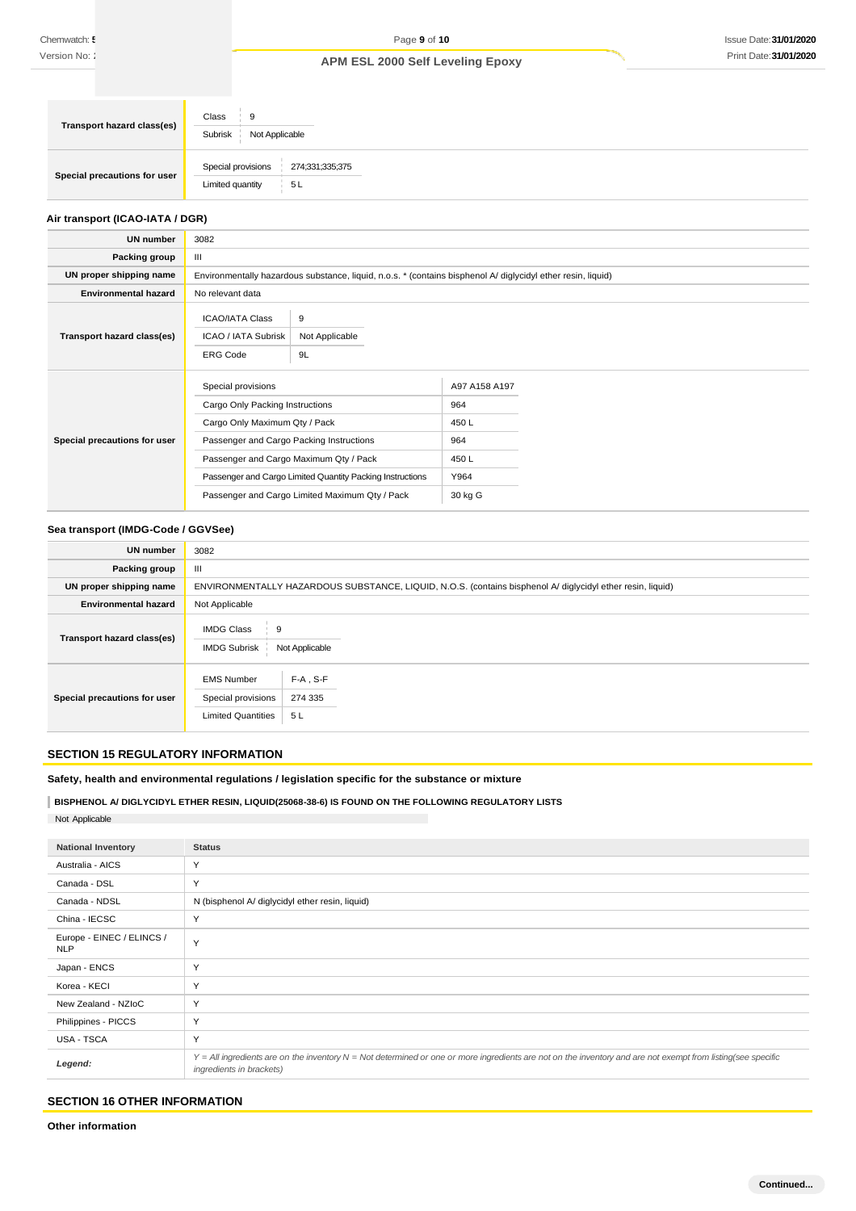| | |
|---|---|
| **Transport hazard class(es)** | Class: 9<br>Subrisk: Not Applicable |
| **Special precautions for user** | Special provisions: 274;331;335;375<br>Limited quantity: 5 L |

### Air transport (ICAO-IATA / DGR)

| | |
|---|---|
| **UN number** | 3082 |
| **Packing group** | III |
| **UN proper shipping name** | Environmentally hazardous substance, liquid, n.o.s. * (contains bisphenol A/ diglycidyl ether resin, liquid) |
| **Environmental hazard** | No relevant data |
| **Transport hazard class(es)** | ICAO/IATA Class: 9<br>ICAO / IATA Subrisk: Not Applicable<br>ERG Code: 9L |
| **Special precautions for user** | Special provisions: A97 A158 A197<br>Cargo Only Packing Instructions: 964<br>Cargo Only Maximum Qty / Pack: 450 L<br>Passenger and Cargo Packing Instructions: 964<br>Passenger and Cargo Maximum Qty / Pack: 450 L<br>Passenger and Cargo Limited Quantity Packing Instructions: Y964<br>Passenger and Cargo Limited Maximum Qty / Pack: 30 kg G |

### Sea transport (IMDG-Code / GGVSee)

| | |
|---|---|
| **UN number** | 3082 |
| **Packing group** | III |
| **UN proper shipping name** | ENVIRONMENTALLY HAZARDOUS SUBSTANCE, LIQUID, N.O.S. (contains bisphenol A/ diglycidyl ether resin, liquid) |
| **Environmental hazard** | Not Applicable |
| **Transport hazard class(es)** | IMDG Class: 9<br>IMDG Subrisk: Not Applicable |
| **Special precautions for user** | EMS Number: F-A , S-F<br>Special provisions: 274 335<br>Limited Quantities: 5 L |

## SECTION 15 REGULATORY INFORMATION

**Safety, health and environmental regulations / legislation specific for the substance or mixture**

**BISPHENOL A/ DIGLYCIDYL ETHER RESIN, LIQUID(25068-38-6) IS FOUND ON THE FOLLOWING REGULATORY LISTS**

Not Applicable

| National Inventory | Status |
|---|---|
| Australia - AICS | Y |
| Canada - DSL | Y |
| Canada - NDSL | N (bisphenol A/ diglycidyl ether resin, liquid) |
| China - IECSC | Y |
| Europe - EINEC / ELINCS / NLP | Y |
| Japan - ENCS | Y |
| Korea - KECI | Y |
| New Zealand - NZIoC | Y |
| Philippines - PICCS | Y |
| USA - TSCA | Y |
| ***Legend:*** | *Y = All ingredients are on the inventory N = Not determined or one or more ingredients are not on the inventory and are not exempt from listing(see specific ingredients in brackets)* |

## SECTION 16 OTHER INFORMATION

**Other information**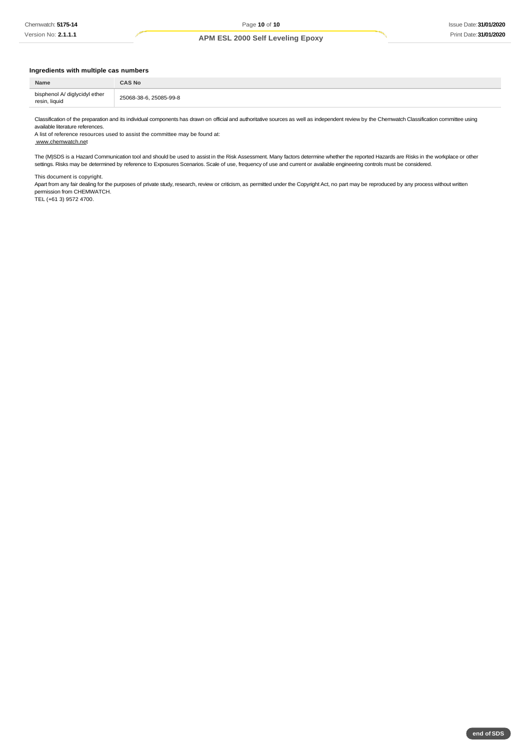### Ingredients with multiple cas numbers

| Name | CAS No |
|---|---|
| bisphenol A/ diglycidyl ether resin, liquid | 25068-38-6, 25085-99-8 |

Classification of the preparation and its individual components has drawn on official and authoritative sources as well as independent review by the Chemwatch Classification committee using available literature references.
A list of reference resources used to assist the committee may be found at:
www.chemwatch.net

The (M)SDS is a Hazard Communication tool and should be used to assist in the Risk Assessment. Many factors determine whether the reported Hazards are Risks in the workplace or other settings. Risks may be determined by reference to Exposures Scenarios. Scale of use, frequency of use and current or available engineering controls must be considered.

This document is copyright.
Apart from any fair dealing for the purposes of private study, research, review or criticism, as permitted under the Copyright Act, no part may be reproduced by any process without written permission from CHEMWATCH.
TEL (+61 3) 9572 4700.

end of SDS